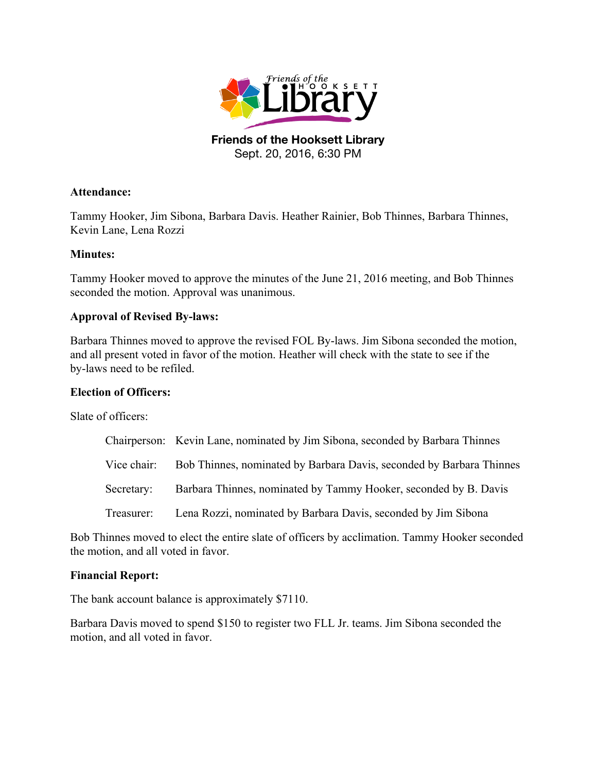**Friends of the Hooksett Library**
Sept. 20, 2016, 6:30 PM

**Attendance:**

Tammy Hooker, Jim Sibona, Barbara Davis. Heather Rainier, Bob Thinnes, Barbara Thinnes, Kevin Lane, Lena Rozzi

**Minutes:**

Tammy Hooker moved to approve the minutes of the June 21, 2016 meeting, and Bob Thinnes seconded the motion. Approval was unanimous.

**Approval of Revised By-laws:**

Barbara Thinnes moved to approve the revised FOL By-laws. Jim Sibona seconded the motion, and all present voted in favor of the motion. Heather will check with the state to see if the by-laws need to be refiled.

**Election of Officers:**

Slate of officers:

| | |
|---|---|
| Chairperson: | Kevin Lane, nominated by Jim Sibona, seconded by Barbara Thinnes |
| Vice chair: | Bob Thinnes, nominated by Barbara Davis, seconded by Barbara Thinnes |
| Secretary: | Barbara Thinnes, nominated by Tammy Hooker, seconded by B. Davis |
| Treasurer: | Lena Rozzi, nominated by Barbara Davis, seconded by Jim Sibona |

Bob Thinnes moved to elect the entire slate of officers by acclimation. Tammy Hooker seconded the motion, and all voted in favor.

**Financial Report:**

The bank account balance is approximately $7110.

Barbara Davis moved to spend $150 to register two FLL Jr. teams. Jim Sibona seconded the motion, and all voted in favor.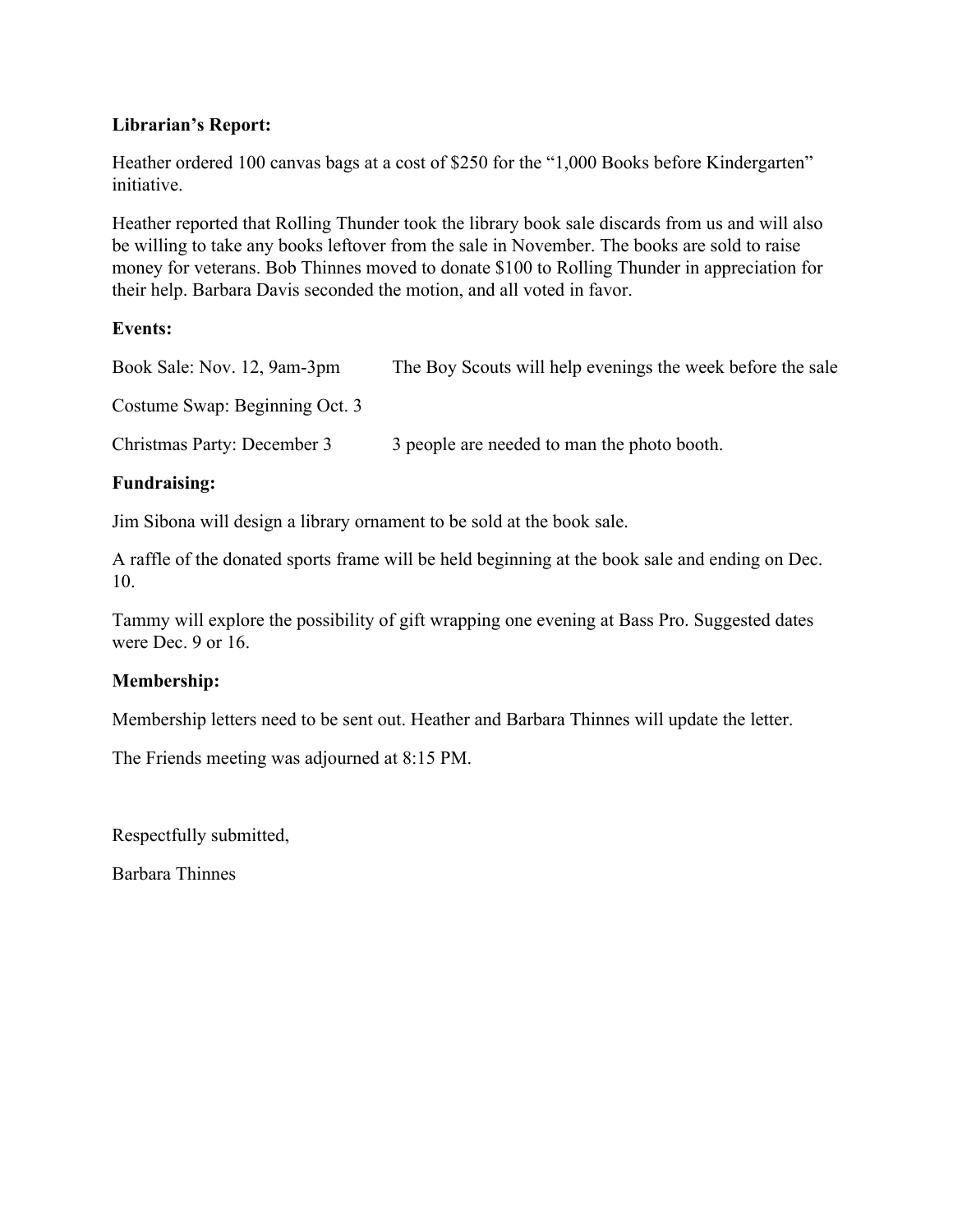**Librarian's Report:**

Heather ordered 100 canvas bags at a cost of $250 for the "1,000 Books before Kindergarten" initiative.

Heather reported that Rolling Thunder took the library book sale discards from us and will also be willing to take any books leftover from the sale in November. The books are sold to raise money for veterans. Bob Thinnes moved to donate $100 to Rolling Thunder in appreciation for their help. Barbara Davis seconded the motion, and all voted in favor.

**Events:**

| | |
|---|---|
| Book Sale: Nov. 12, 9am-3pm | The Boy Scouts will help evenings the week before the sale |
| Costume Swap: Beginning Oct. 3 | |
| Christmas Party: December 3 | 3 people are needed to man the photo booth. |

**Fundraising:**

Jim Sibona will design a library ornament to be sold at the book sale.

A raffle of the donated sports frame will be held beginning at the book sale and ending on Dec. 10.

Tammy will explore the possibility of gift wrapping one evening at Bass Pro. Suggested dates were Dec. 9 or 16.

**Membership:**

Membership letters need to be sent out. Heather and Barbara Thinnes will update the letter.

The Friends meeting was adjourned at 8:15 PM.

Respectfully submitted,

Barbara Thinnes